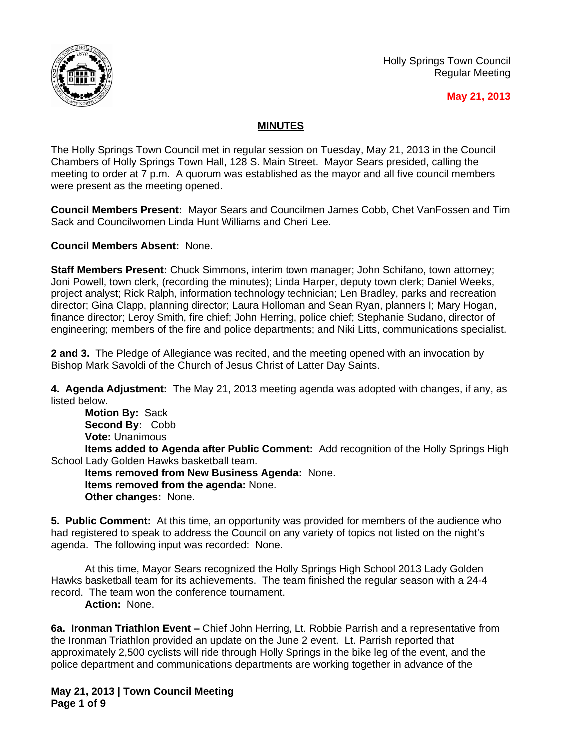Holly Springs Town Council
Regular Meeting

**May 21, 2013**

## MINUTES

The Holly Springs Town Council met in regular session on Tuesday, May 21, 2013 in the Council Chambers of Holly Springs Town Hall, 128 S. Main Street. Mayor Sears presided, calling the meeting to order at 7 p.m. A quorum was established as the mayor and all five council members were present as the meeting opened.

**Council Members Present:** Mayor Sears and Councilmen James Cobb, Chet VanFossen and Tim Sack and Councilwomen Linda Hunt Williams and Cheri Lee.

**Council Members Absent:** None.

**Staff Members Present:** Chuck Simmons, interim town manager; John Schifano, town attorney; Joni Powell, town clerk, (recording the minutes); Linda Harper, deputy town clerk; Daniel Weeks, project analyst; Rick Ralph, information technology technician; Len Bradley, parks and recreation director; Gina Clapp, planning director; Laura Holloman and Sean Ryan, planners I; Mary Hogan, finance director; Leroy Smith, fire chief; John Herring, police chief; Stephanie Sudano, director of engineering; members of the fire and police departments; and Niki Litts, communications specialist.

**2 and 3.** The Pledge of Allegiance was recited, and the meeting opened with an invocation by Bishop Mark Savoldi of the Church of Jesus Christ of Latter Day Saints.

**4. Agenda Adjustment:** The May 21, 2013 meeting agenda was adopted with changes, if any, as listed below.

**Motion By:** Sack
**Second By:** Cobb
**Vote:** Unanimous
**Items added to Agenda after Public Comment:** Add recognition of the Holly Springs High School Lady Golden Hawks basketball team.
**Items removed from New Business Agenda:** None.
**Items removed from the agenda:** None.
**Other changes:** None.

**5. Public Comment:** At this time, an opportunity was provided for members of the audience who had registered to speak to address the Council on any variety of topics not listed on the night's agenda. The following input was recorded: None.

At this time, Mayor Sears recognized the Holly Springs High School 2013 Lady Golden Hawks basketball team for its achievements. The team finished the regular season with a 24-4 record. The team won the conference tournament.

**Action:** None.

**6a. Ironman Triathlon Event –** Chief John Herring, Lt. Robbie Parrish and a representative from the Ironman Triathlon provided an update on the June 2 event. Lt. Parrish reported that approximately 2,500 cyclists will ride through Holly Springs in the bike leg of the event, and the police department and communications departments are working together in advance of the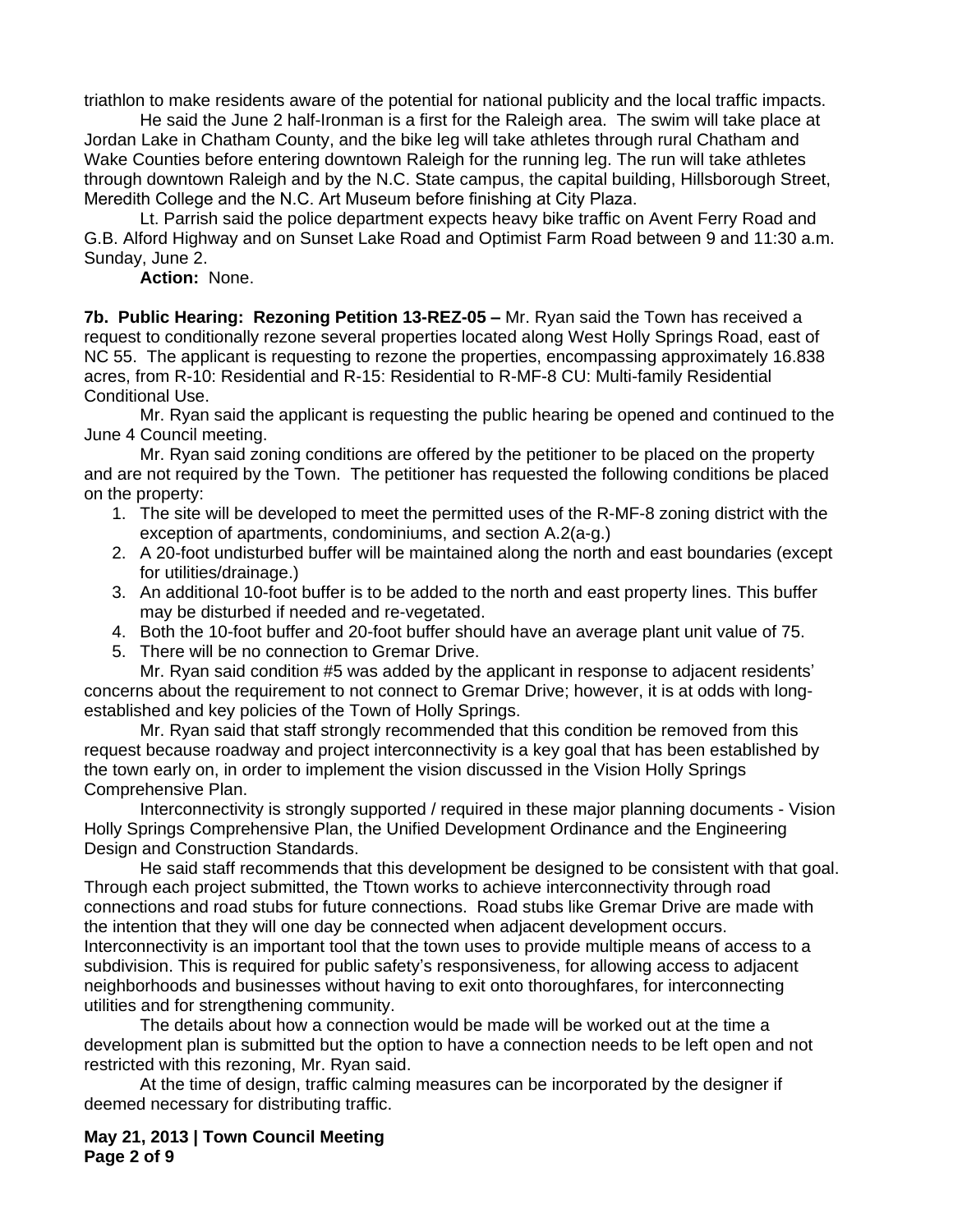triathlon to make residents aware of the potential for national publicity and the local traffic impacts.

He said the June 2 half-Ironman is a first for the Raleigh area. The swim will take place at Jordan Lake in Chatham County, and the bike leg will take athletes through rural Chatham and Wake Counties before entering downtown Raleigh for the running leg. The run will take athletes through downtown Raleigh and by the N.C. State campus, the capital building, Hillsborough Street, Meredith College and the N.C. Art Museum before finishing at City Plaza.

Lt. Parrish said the police department expects heavy bike traffic on Avent Ferry Road and G.B. Alford Highway and on Sunset Lake Road and Optimist Farm Road between 9 and 11:30 a.m. Sunday, June 2.

**Action:** None.

**7b. Public Hearing: Rezoning Petition 13-REZ-05 –** Mr. Ryan said the Town has received a request to conditionally rezone several properties located along West Holly Springs Road, east of NC 55. The applicant is requesting to rezone the properties, encompassing approximately 16.838 acres, from R-10: Residential and R-15: Residential to R-MF-8 CU: Multi-family Residential Conditional Use.

Mr. Ryan said the applicant is requesting the public hearing be opened and continued to the June 4 Council meeting.

Mr. Ryan said zoning conditions are offered by the petitioner to be placed on the property and are not required by the Town. The petitioner has requested the following conditions be placed on the property:

1. The site will be developed to meet the permitted uses of the R-MF-8 zoning district with the exception of apartments, condominiums, and section A.2(a-g.)
2. A 20-foot undisturbed buffer will be maintained along the north and east boundaries (except for utilities/drainage.)
3. An additional 10-foot buffer is to be added to the north and east property lines. This buffer may be disturbed if needed and re-vegetated.
4. Both the 10-foot buffer and 20-foot buffer should have an average plant unit value of 75.
5. There will be no connection to Gremar Drive.

Mr. Ryan said condition #5 was added by the applicant in response to adjacent residents' concerns about the requirement to not connect to Gremar Drive; however, it is at odds with long-established and key policies of the Town of Holly Springs.

Mr. Ryan said that staff strongly recommended that this condition be removed from this request because roadway and project interconnectivity is a key goal that has been established by the town early on, in order to implement the vision discussed in the Vision Holly Springs Comprehensive Plan.

Interconnectivity is strongly supported / required in these major planning documents - Vision Holly Springs Comprehensive Plan, the Unified Development Ordinance and the Engineering Design and Construction Standards.

He said staff recommends that this development be designed to be consistent with that goal. Through each project submitted, the Ttown works to achieve interconnectivity through road connections and road stubs for future connections. Road stubs like Gremar Drive are made with the intention that they will one day be connected when adjacent development occurs. Interconnectivity is an important tool that the town uses to provide multiple means of access to a subdivision. This is required for public safety's responsiveness, for allowing access to adjacent neighborhoods and businesses without having to exit onto thoroughfares, for interconnecting utilities and for strengthening community.

The details about how a connection would be made will be worked out at the time a development plan is submitted but the option to have a connection needs to be left open and not restricted with this rezoning, Mr. Ryan said.

At the time of design, traffic calming measures can be incorporated by the designer if deemed necessary for distributing traffic.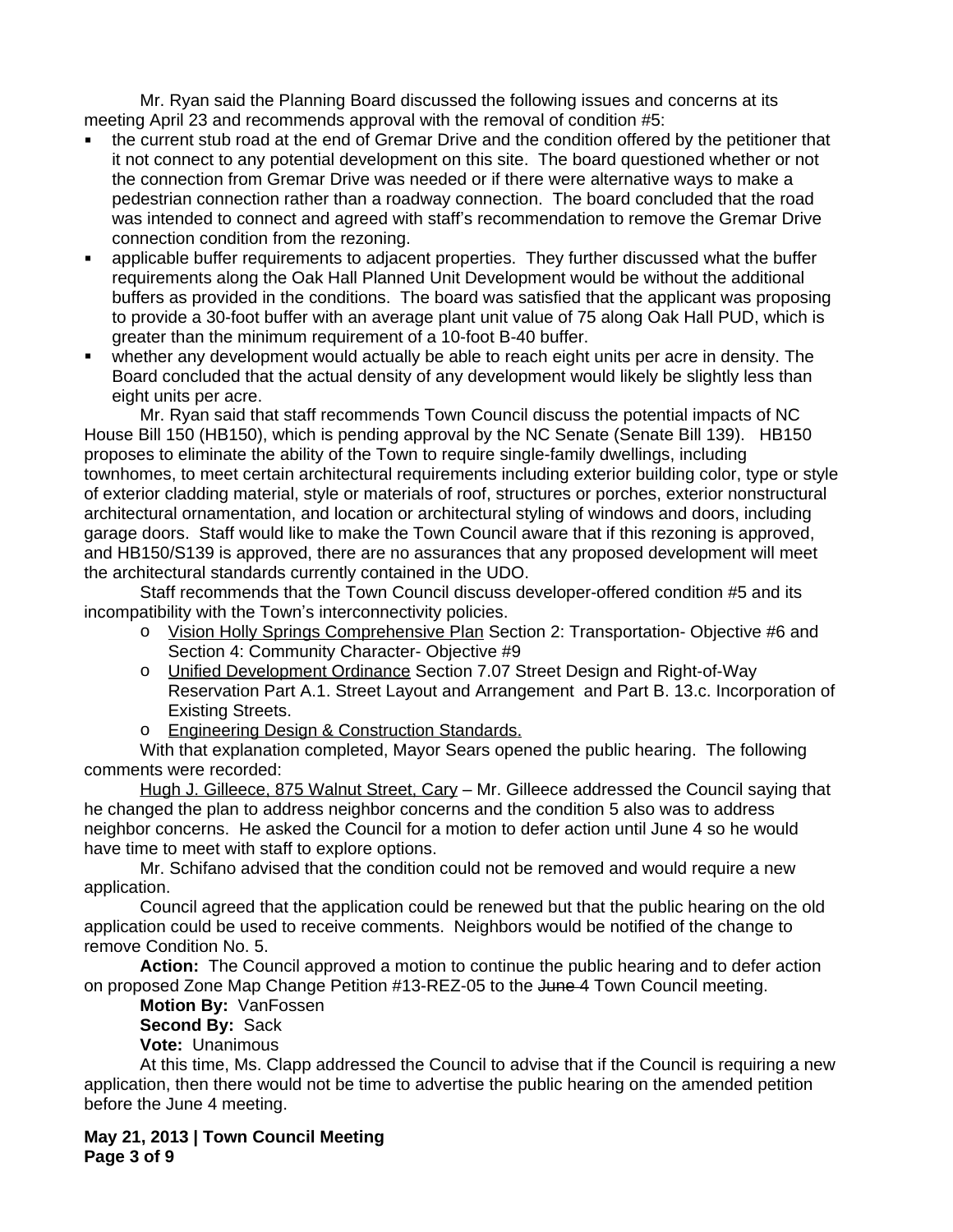Mr. Ryan said the Planning Board discussed the following issues and concerns at its meeting April 23 and recommends approval with the removal of condition #5:

- the current stub road at the end of Gremar Drive and the condition offered by the petitioner that it not connect to any potential development on this site. The board questioned whether or not the connection from Gremar Drive was needed or if there were alternative ways to make a pedestrian connection rather than a roadway connection. The board concluded that the road was intended to connect and agreed with staff's recommendation to remove the Gremar Drive connection condition from the rezoning.
- applicable buffer requirements to adjacent properties. They further discussed what the buffer requirements along the Oak Hall Planned Unit Development would be without the additional buffers as provided in the conditions. The board was satisfied that the applicant was proposing to provide a 30-foot buffer with an average plant unit value of 75 along Oak Hall PUD, which is greater than the minimum requirement of a 10-foot B-40 buffer.
- whether any development would actually be able to reach eight units per acre in density. The Board concluded that the actual density of any development would likely be slightly less than eight units per acre.

Mr. Ryan said that staff recommends Town Council discuss the potential impacts of NC House Bill 150 (HB150), which is pending approval by the NC Senate (Senate Bill 139). HB150 proposes to eliminate the ability of the Town to require single-family dwellings, including townhomes, to meet certain architectural requirements including exterior building color, type or style of exterior cladding material, style or materials of roof, structures or porches, exterior nonstructural architectural ornamentation, and location or architectural styling of windows and doors, including garage doors. Staff would like to make the Town Council aware that if this rezoning is approved, and HB150/S139 is approved, there are no assurances that any proposed development will meet the architectural standards currently contained in the UDO.

Staff recommends that the Town Council discuss developer-offered condition #5 and its incompatibility with the Town's interconnectivity policies.

- Vision Holly Springs Comprehensive Plan Section 2: Transportation- Objective #6 and Section 4: Community Character- Objective #9
- Unified Development Ordinance Section 7.07 Street Design and Right-of-Way Reservation Part A.1. Street Layout and Arrangement and Part B. 13.c. Incorporation of Existing Streets.
- Engineering Design & Construction Standards.

With that explanation completed, Mayor Sears opened the public hearing. The following comments were recorded:

Hugh J. Gilleece, 875 Walnut Street, Cary – Mr. Gilleece addressed the Council saying that he changed the plan to address neighbor concerns and the condition 5 also was to address neighbor concerns. He asked the Council for a motion to defer action until June 4 so he would have time to meet with staff to explore options.

Mr. Schifano advised that the condition could not be removed and would require a new application.

Council agreed that the application could be renewed but that the public hearing on the old application could be used to receive comments. Neighbors would be notified of the change to remove Condition No. 5.

**Action:** The Council approved a motion to continue the public hearing and to defer action on proposed Zone Map Change Petition #13-REZ-05 to the ~~June 4~~ Town Council meeting.

**Motion By:** VanFossen

**Second By:** Sack

**Vote:** Unanimous

At this time, Ms. Clapp addressed the Council to advise that if the Council is requiring a new application, then there would not be time to advertise the public hearing on the amended petition before the June 4 meeting.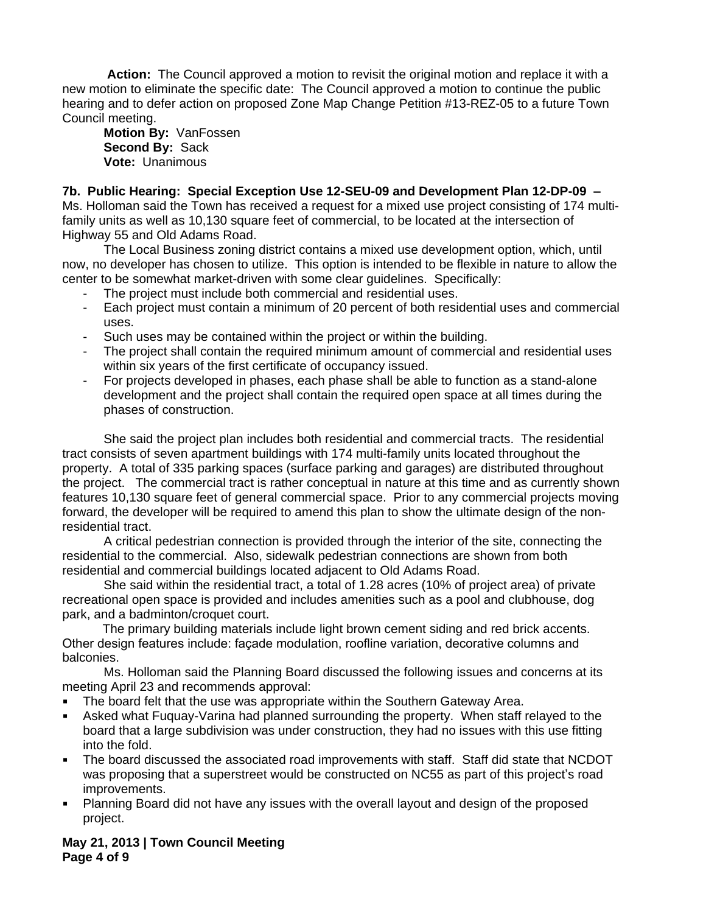**Action:** The Council approved a motion to revisit the original motion and replace it with a new motion to eliminate the specific date: The Council approved a motion to continue the public hearing and to defer action on proposed Zone Map Change Petition #13-REZ-05 to a future Town Council meeting.

**Motion By:** VanFossen
**Second By:** Sack
**Vote:** Unanimous

**7b. Public Hearing: Special Exception Use 12-SEU-09 and Development Plan 12-DP-09 –** Ms. Holloman said the Town has received a request for a mixed use project consisting of 174 multi-family units as well as 10,130 square feet of commercial, to be located at the intersection of Highway 55 and Old Adams Road.

The Local Business zoning district contains a mixed use development option, which, until now, no developer has chosen to utilize. This option is intended to be flexible in nature to allow the center to be somewhat market-driven with some clear guidelines. Specifically:

- The project must include both commercial and residential uses.
- Each project must contain a minimum of 20 percent of both residential uses and commercial uses.
- Such uses may be contained within the project or within the building.
- The project shall contain the required minimum amount of commercial and residential uses within six years of the first certificate of occupancy issued.
- For projects developed in phases, each phase shall be able to function as a stand-alone development and the project shall contain the required open space at all times during the phases of construction.

She said the project plan includes both residential and commercial tracts. The residential tract consists of seven apartment buildings with 174 multi-family units located throughout the property. A total of 335 parking spaces (surface parking and garages) are distributed throughout the project. The commercial tract is rather conceptual in nature at this time and as currently shown features 10,130 square feet of general commercial space. Prior to any commercial projects moving forward, the developer will be required to amend this plan to show the ultimate design of the non-residential tract.

A critical pedestrian connection is provided through the interior of the site, connecting the residential to the commercial. Also, sidewalk pedestrian connections are shown from both residential and commercial buildings located adjacent to Old Adams Road.

She said within the residential tract, a total of 1.28 acres (10% of project area) of private recreational open space is provided and includes amenities such as a pool and clubhouse, dog park, and a badminton/croquet court.

The primary building materials include light brown cement siding and red brick accents. Other design features include: façade modulation, roofline variation, decorative columns and balconies.

Ms. Holloman said the Planning Board discussed the following issues and concerns at its meeting April 23 and recommends approval:

- The board felt that the use was appropriate within the Southern Gateway Area.
- Asked what Fuquay-Varina had planned surrounding the property. When staff relayed to the board that a large subdivision was under construction, they had no issues with this use fitting into the fold.
- The board discussed the associated road improvements with staff. Staff did state that NCDOT was proposing that a superstreet would be constructed on NC55 as part of this project's road improvements.
- Planning Board did not have any issues with the overall layout and design of the proposed project.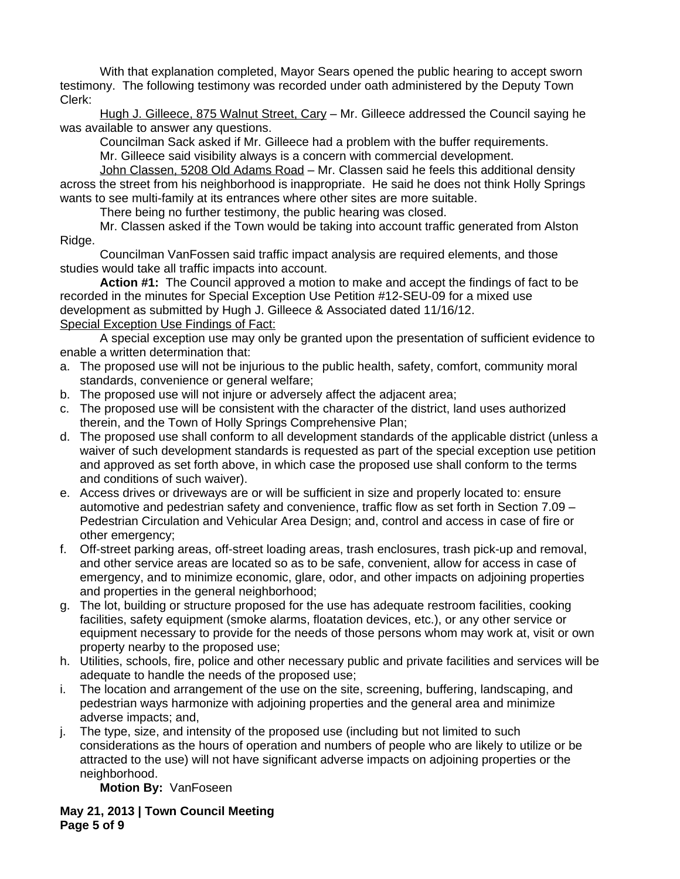With that explanation completed, Mayor Sears opened the public hearing to accept sworn testimony. The following testimony was recorded under oath administered by the Deputy Town Clerk:

Hugh J. Gilleece, 875 Walnut Street, Cary – Mr. Gilleece addressed the Council saying he was available to answer any questions.

Councilman Sack asked if Mr. Gilleece had a problem with the buffer requirements.

Mr. Gilleece said visibility always is a concern with commercial development.

John Classen, 5208 Old Adams Road – Mr. Classen said he feels this additional density across the street from his neighborhood is inappropriate. He said he does not think Holly Springs wants to see multi-family at its entrances where other sites are more suitable.

There being no further testimony, the public hearing was closed.

Mr. Classen asked if the Town would be taking into account traffic generated from Alston Ridge.

Councilman VanFossen said traffic impact analysis are required elements, and those studies would take all traffic impacts into account.

**Action #1:** The Council approved a motion to make and accept the findings of fact to be recorded in the minutes for Special Exception Use Petition #12-SEU-09 for a mixed use development as submitted by Hugh J. Gilleece & Associated dated 11/16/12.

Special Exception Use Findings of Fact:

A special exception use may only be granted upon the presentation of sufficient evidence to enable a written determination that:

a. The proposed use will not be injurious to the public health, safety, comfort, community moral standards, convenience or general welfare;
b. The proposed use will not injure or adversely affect the adjacent area;
c. The proposed use will be consistent with the character of the district, land uses authorized therein, and the Town of Holly Springs Comprehensive Plan;
d. The proposed use shall conform to all development standards of the applicable district (unless a waiver of such development standards is requested as part of the special exception use petition and approved as set forth above, in which case the proposed use shall conform to the terms and conditions of such waiver).
e. Access drives or driveways are or will be sufficient in size and properly located to: ensure automotive and pedestrian safety and convenience, traffic flow as set forth in Section 7.09 – Pedestrian Circulation and Vehicular Area Design; and, control and access in case of fire or other emergency;
f. Off-street parking areas, off-street loading areas, trash enclosures, trash pick-up and removal, and other service areas are located so as to be safe, convenient, allow for access in case of emergency, and to minimize economic, glare, odor, and other impacts on adjoining properties and properties in the general neighborhood;
g. The lot, building or structure proposed for the use has adequate restroom facilities, cooking facilities, safety equipment (smoke alarms, floatation devices, etc.), or any other service or equipment necessary to provide for the needs of those persons whom may work at, visit or own property nearby to the proposed use;
h. Utilities, schools, fire, police and other necessary public and private facilities and services will be adequate to handle the needs of the proposed use;
i. The location and arrangement of the use on the site, screening, buffering, landscaping, and pedestrian ways harmonize with adjoining properties and the general area and minimize adverse impacts; and,
j. The type, size, and intensity of the proposed use (including but not limited to such considerations as the hours of operation and numbers of people who are likely to utilize or be attracted to the use) will not have significant adverse impacts on adjoining properties or the neighborhood.

**Motion By:** VanFoseen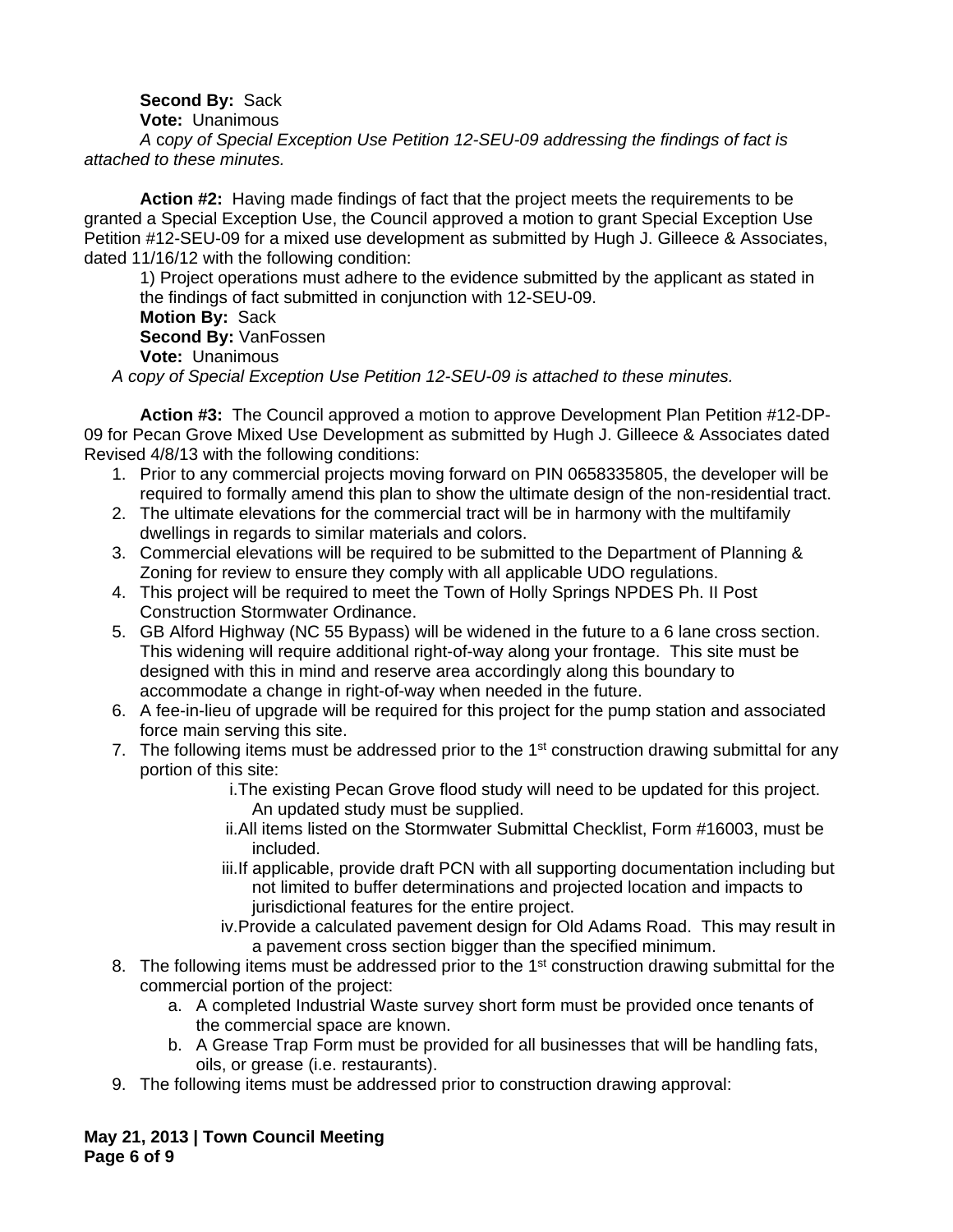**Second By:** Sack
**Vote:** Unanimous
*A copy of Special Exception Use Petition 12-SEU-09 addressing the findings of fact is attached to these minutes.*

**Action #2:** Having made findings of fact that the project meets the requirements to be granted a Special Exception Use, the Council approved a motion to grant Special Exception Use Petition #12-SEU-09 for a mixed use development as submitted by Hugh J. Gilleece & Associates, dated 11/16/12 with the following condition:

1) Project operations must adhere to the evidence submitted by the applicant as stated in the findings of fact submitted in conjunction with 12-SEU-09.

**Motion By:** Sack
**Second By:** VanFossen
**Vote:** Unanimous
*A copy of Special Exception Use Petition 12-SEU-09 is attached to these minutes.*

**Action #3:** The Council approved a motion to approve Development Plan Petition #12-DP-09 for Pecan Grove Mixed Use Development as submitted by Hugh J. Gilleece & Associates dated Revised 4/8/13 with the following conditions:

1. Prior to any commercial projects moving forward on PIN 0658335805, the developer will be required to formally amend this plan to show the ultimate design of the non-residential tract.
2. The ultimate elevations for the commercial tract will be in harmony with the multifamily dwellings in regards to similar materials and colors.
3. Commercial elevations will be required to be submitted to the Department of Planning & Zoning for review to ensure they comply with all applicable UDO regulations.
4. This project will be required to meet the Town of Holly Springs NPDES Ph. II Post Construction Stormwater Ordinance.
5. GB Alford Highway (NC 55 Bypass) will be widened in the future to a 6 lane cross section. This widening will require additional right-of-way along your frontage. This site must be designed with this in mind and reserve area accordingly along this boundary to accommodate a change in right-of-way when needed in the future.
6. A fee-in-lieu of upgrade will be required for this project for the pump station and associated force main serving this site.
7. The following items must be addressed prior to the 1st construction drawing submittal for any portion of this site:
   i. The existing Pecan Grove flood study will need to be updated for this project. An updated study must be supplied.
   ii. All items listed on the Stormwater Submittal Checklist, Form #16003, must be included.
   iii. If applicable, provide draft PCN with all supporting documentation including but not limited to buffer determinations and projected location and impacts to jurisdictional features for the entire project.
   iv. Provide a calculated pavement design for Old Adams Road. This may result in a pavement cross section bigger than the specified minimum.
8. The following items must be addressed prior to the 1st construction drawing submittal for the commercial portion of the project:
   a. A completed Industrial Waste survey short form must be provided once tenants of the commercial space are known.
   b. A Grease Trap Form must be provided for all businesses that will be handling fats, oils, or grease (i.e. restaurants).
9. The following items must be addressed prior to construction drawing approval: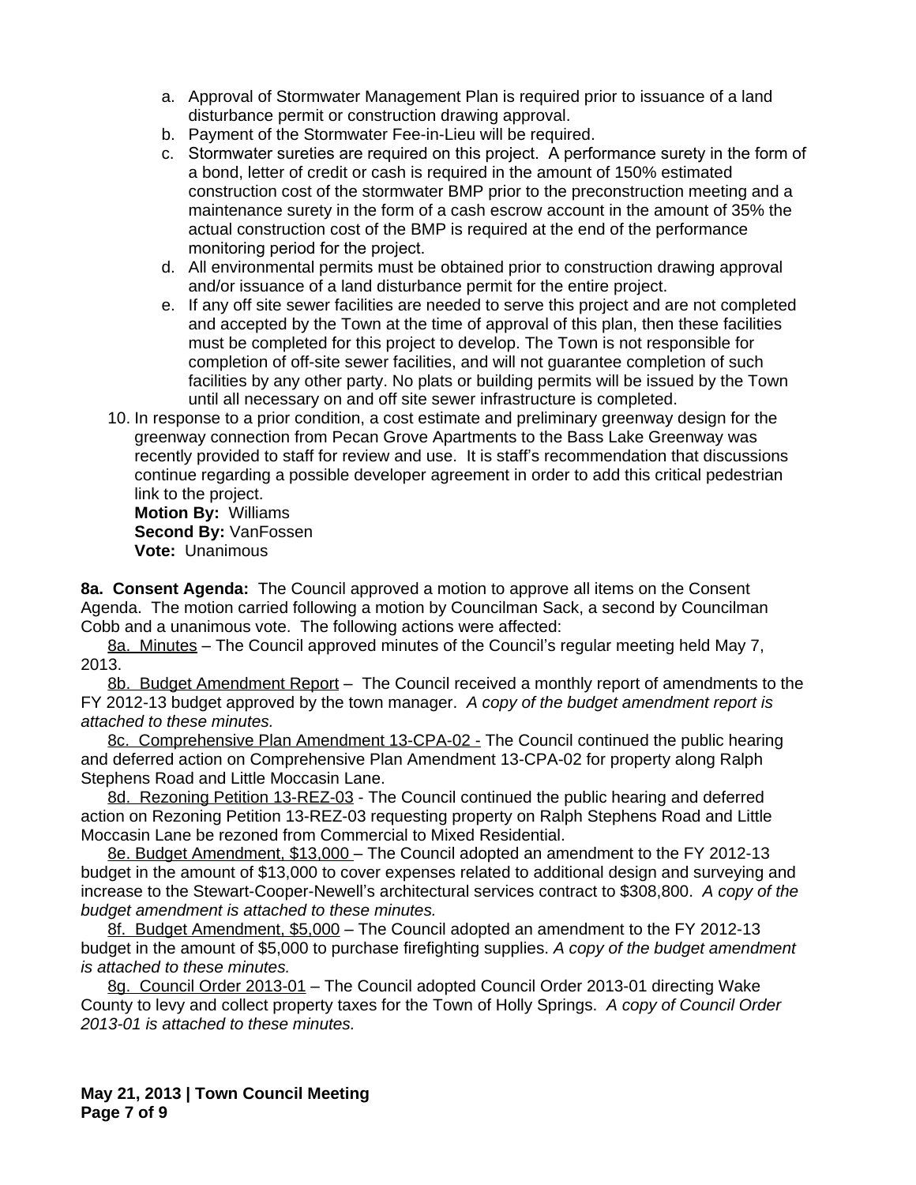a. Approval of Stormwater Management Plan is required prior to issuance of a land disturbance permit or construction drawing approval.
   b. Payment of the Stormwater Fee-in-Lieu will be required.
   c. Stormwater sureties are required on this project. A performance surety in the form of a bond, letter of credit or cash is required in the amount of 150% estimated construction cost of the stormwater BMP prior to the preconstruction meeting and a maintenance surety in the form of a cash escrow account in the amount of 35% the actual construction cost of the BMP is required at the end of the performance monitoring period for the project.
   d. All environmental permits must be obtained prior to construction drawing approval and/or issuance of a land disturbance permit for the entire project.
   e. If any off site sewer facilities are needed to serve this project and are not completed and accepted by the Town at the time of approval of this plan, then these facilities must be completed for this project to develop. The Town is not responsible for completion of off-site sewer facilities, and will not guarantee completion of such facilities by any other party. No plats or building permits will be issued by the Town until all necessary on and off site sewer infrastructure is completed.

10. In response to a prior condition, a cost estimate and preliminary greenway design for the greenway connection from Pecan Grove Apartments to the Bass Lake Greenway was recently provided to staff for review and use. It is staff's recommendation that discussions continue regarding a possible developer agreement in order to add this critical pedestrian link to the project.
    **Motion By:** Williams
    **Second By:** VanFossen
    **Vote:** Unanimous

**8a. Consent Agenda:** The Council approved a motion to approve all items on the Consent Agenda. The motion carried following a motion by Councilman Sack, a second by Councilman Cobb and a unanimous vote. The following actions were affected:

8a. Minutes – The Council approved minutes of the Council's regular meeting held May 7, 2013.

8b. Budget Amendment Report – The Council received a monthly report of amendments to the FY 2012-13 budget approved by the town manager. *A copy of the budget amendment report is attached to these minutes.*

8c. Comprehensive Plan Amendment 13-CPA-02 - The Council continued the public hearing and deferred action on Comprehensive Plan Amendment 13-CPA-02 for property along Ralph Stephens Road and Little Moccasin Lane.

8d. Rezoning Petition 13-REZ-03 - The Council continued the public hearing and deferred action on Rezoning Petition 13-REZ-03 requesting property on Ralph Stephens Road and Little Moccasin Lane be rezoned from Commercial to Mixed Residential.

8e. Budget Amendment, $13,000 – The Council adopted an amendment to the FY 2012-13 budget in the amount of $13,000 to cover expenses related to additional design and surveying and increase to the Stewart-Cooper-Newell's architectural services contract to $308,800. *A copy of the budget amendment is attached to these minutes.*

8f. Budget Amendment, $5,000 – The Council adopted an amendment to the FY 2012-13 budget in the amount of $5,000 to purchase firefighting supplies. *A copy of the budget amendment is attached to these minutes.*

8g. Council Order 2013-01 – The Council adopted Council Order 2013-01 directing Wake County to levy and collect property taxes for the Town of Holly Springs. *A copy of Council Order 2013-01 is attached to these minutes.*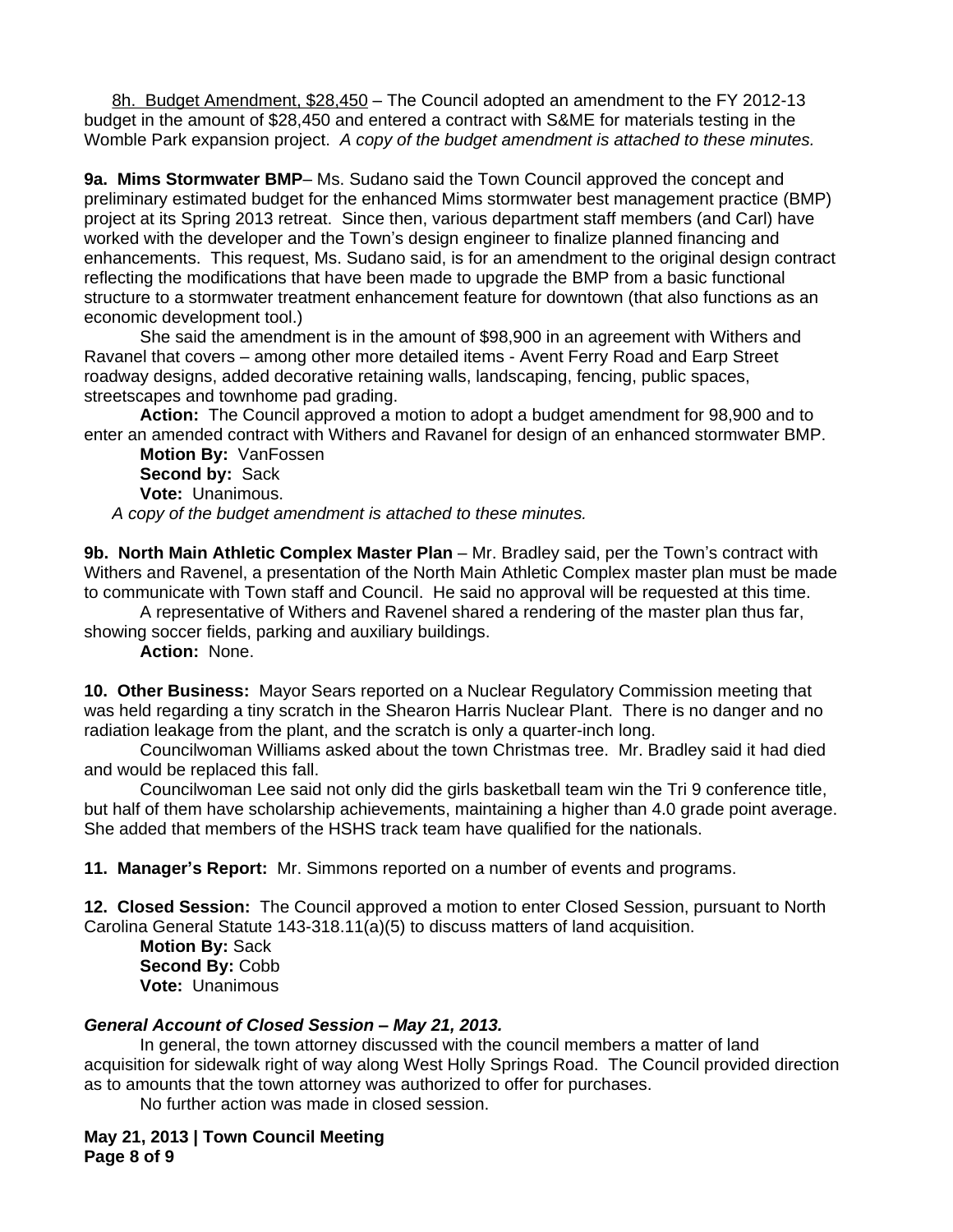8h. Budget Amendment, $28,450 – The Council adopted an amendment to the FY 2012-13 budget in the amount of $28,450 and entered a contract with S&ME for materials testing in the Womble Park expansion project. *A copy of the budget amendment is attached to these minutes.*

**9a. Mims Stormwater BMP**– Ms. Sudano said the Town Council approved the concept and preliminary estimated budget for the enhanced Mims stormwater best management practice (BMP) project at its Spring 2013 retreat. Since then, various department staff members (and Carl) have worked with the developer and the Town's design engineer to finalize planned financing and enhancements. This request, Ms. Sudano said, is for an amendment to the original design contract reflecting the modifications that have been made to upgrade the BMP from a basic functional structure to a stormwater treatment enhancement feature for downtown (that also functions as an economic development tool.)

She said the amendment is in the amount of $98,900 in an agreement with Withers and Ravanel that covers – among other more detailed items - Avent Ferry Road and Earp Street roadway designs, added decorative retaining walls, landscaping, fencing, public spaces, streetscapes and townhome pad grading.

**Action:** The Council approved a motion to adopt a budget amendment for 98,900 and to enter an amended contract with Withers and Ravanel for design of an enhanced stormwater BMP.

**Motion By:** VanFossen
**Second by:** Sack
**Vote:** Unanimous.

*A copy of the budget amendment is attached to these minutes.*

**9b. North Main Athletic Complex Master Plan** – Mr. Bradley said, per the Town's contract with Withers and Ravenel, a presentation of the North Main Athletic Complex master plan must be made to communicate with Town staff and Council. He said no approval will be requested at this time.

A representative of Withers and Ravenel shared a rendering of the master plan thus far, showing soccer fields, parking and auxiliary buildings.

**Action:** None.

**10. Other Business:** Mayor Sears reported on a Nuclear Regulatory Commission meeting that was held regarding a tiny scratch in the Shearon Harris Nuclear Plant. There is no danger and no radiation leakage from the plant, and the scratch is only a quarter-inch long.

Councilwoman Williams asked about the town Christmas tree. Mr. Bradley said it had died and would be replaced this fall.

Councilwoman Lee said not only did the girls basketball team win the Tri 9 conference title, but half of them have scholarship achievements, maintaining a higher than 4.0 grade point average. She added that members of the HSHS track team have qualified for the nationals.

**11. Manager's Report:** Mr. Simmons reported on a number of events and programs.

**12. Closed Session:** The Council approved a motion to enter Closed Session, pursuant to North Carolina General Statute 143-318.11(a)(5) to discuss matters of land acquisition.

**Motion By:** Sack
**Second By:** Cobb
**Vote:** Unanimous

***General Account of Closed Session – May 21, 2013.***

In general, the town attorney discussed with the council members a matter of land acquisition for sidewalk right of way along West Holly Springs Road. The Council provided direction as to amounts that the town attorney was authorized to offer for purchases.

No further action was made in closed session.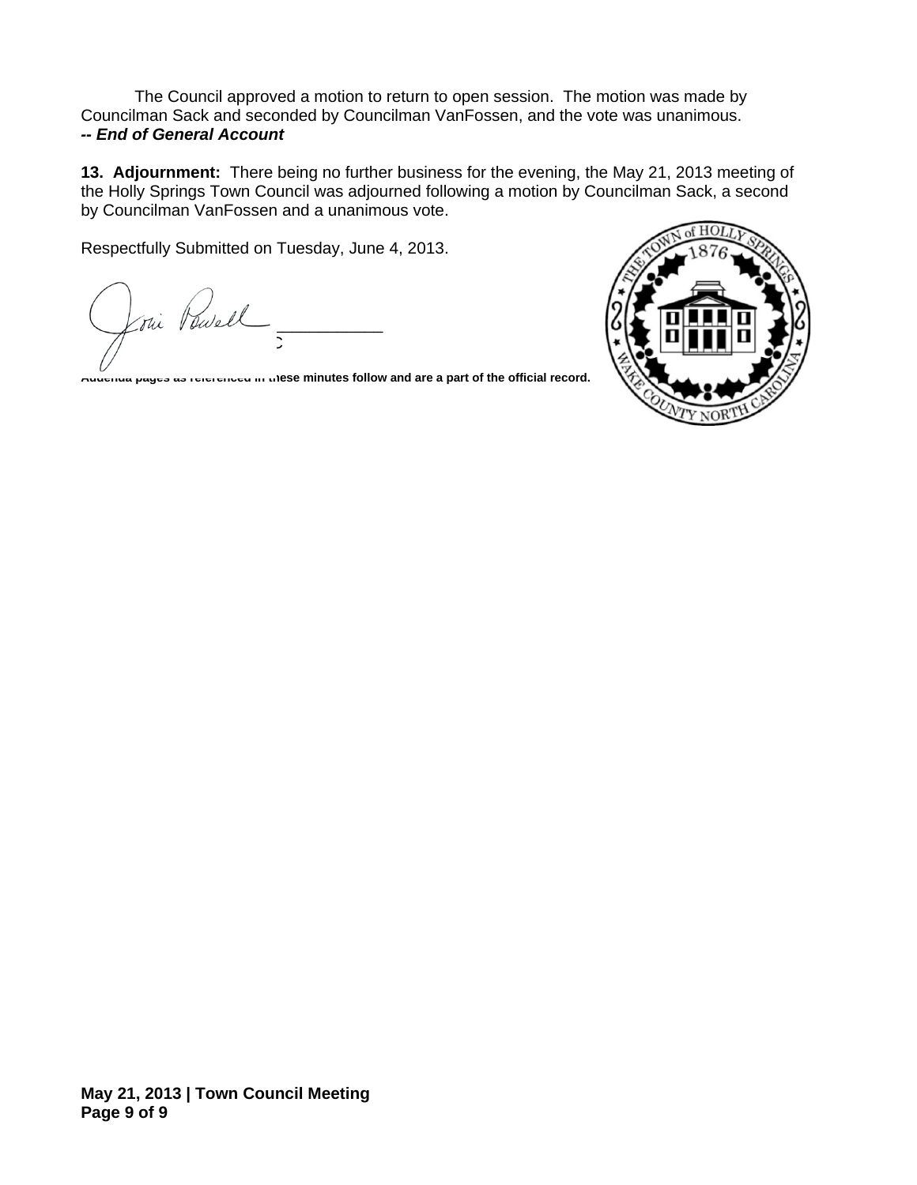The Council approved a motion to return to open session. The motion was made by Councilman Sack and seconded by Councilman VanFossen, and the vote was unanimous.
***-- End of General Account***

**13. Adjournment:** There being no further business for the evening, the May 21, 2013 meeting of the Holly Springs Town Council was adjourned following a motion by Councilman Sack, a second by Councilman VanFossen and a unanimous vote.

Respectfully Submitted on Tuesday, June 4, 2013.

**Addenda pages as referenced in these minutes follow and are a part of the official record.**